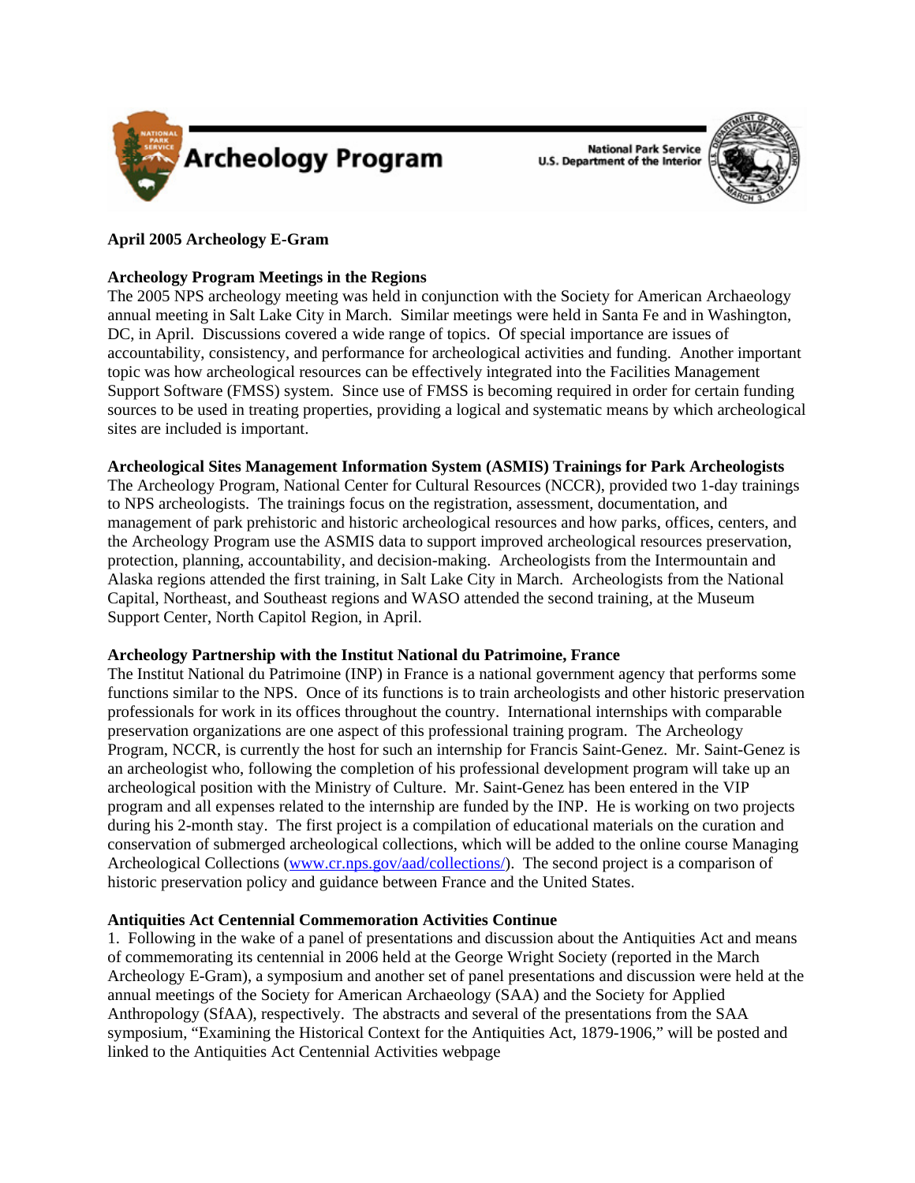Archeology Program

National Park Service
U.S. Department of the Interior

**April 2005 Archeology E-Gram**

**Archeology Program Meetings in the Regions**

The 2005 NPS archeology meeting was held in conjunction with the Society for American Archaeology annual meeting in Salt Lake City in March. Similar meetings were held in Santa Fe and in Washington, DC, in April. Discussions covered a wide range of topics. Of special importance are issues of accountability, consistency, and performance for archeological activities and funding. Another important topic was how archeological resources can be effectively integrated into the Facilities Management Support Software (FMSS) system. Since use of FMSS is becoming required in order for certain funding sources to be used in treating properties, providing a logical and systematic means by which archeological sites are included is important.

**Archeological Sites Management Information System (ASMIS) Trainings for Park Archeologists**

The Archeology Program, National Center for Cultural Resources (NCCR), provided two 1-day trainings to NPS archeologists. The trainings focus on the registration, assessment, documentation, and management of park prehistoric and historic archeological resources and how parks, offices, centers, and the Archeology Program use the ASMIS data to support improved archeological resources preservation, protection, planning, accountability, and decision-making. Archeologists from the Intermountain and Alaska regions attended the first training, in Salt Lake City in March. Archeologists from the National Capital, Northeast, and Southeast regions and WASO attended the second training, at the Museum Support Center, North Capitol Region, in April.

**Archeology Partnership with the Institut National du Patrimoine, France**

The Institut National du Patrimoine (INP) in France is a national government agency that performs some functions similar to the NPS. Once of its functions is to train archeologists and other historic preservation professionals for work in its offices throughout the country. International internships with comparable preservation organizations are one aspect of this professional training program. The Archeology Program, NCCR, is currently the host for such an internship for Francis Saint-Genez. Mr. Saint-Genez is an archeologist who, following the completion of his professional development program will take up an archeological position with the Ministry of Culture. Mr. Saint-Genez has been entered in the VIP program and all expenses related to the internship are funded by the INP. He is working on two projects during his 2-month stay. The first project is a compilation of educational materials on the curation and conservation of submerged archeological collections, which will be added to the online course Managing Archeological Collections (www.cr.nps.gov/aad/collections/). The second project is a comparison of historic preservation policy and guidance between France and the United States.

**Antiquities Act Centennial Commemoration Activities Continue**

1. Following in the wake of a panel of presentations and discussion about the Antiquities Act and means of commemorating its centennial in 2006 held at the George Wright Society (reported in the March Archeology E-Gram), a symposium and another set of panel presentations and discussion were held at the annual meetings of the Society for American Archaeology (SAA) and the Society for Applied Anthropology (SfAA), respectively. The abstracts and several of the presentations from the SAA symposium, "Examining the Historical Context for the Antiquities Act, 1879-1906," will be posted and linked to the Antiquities Act Centennial Activities webpage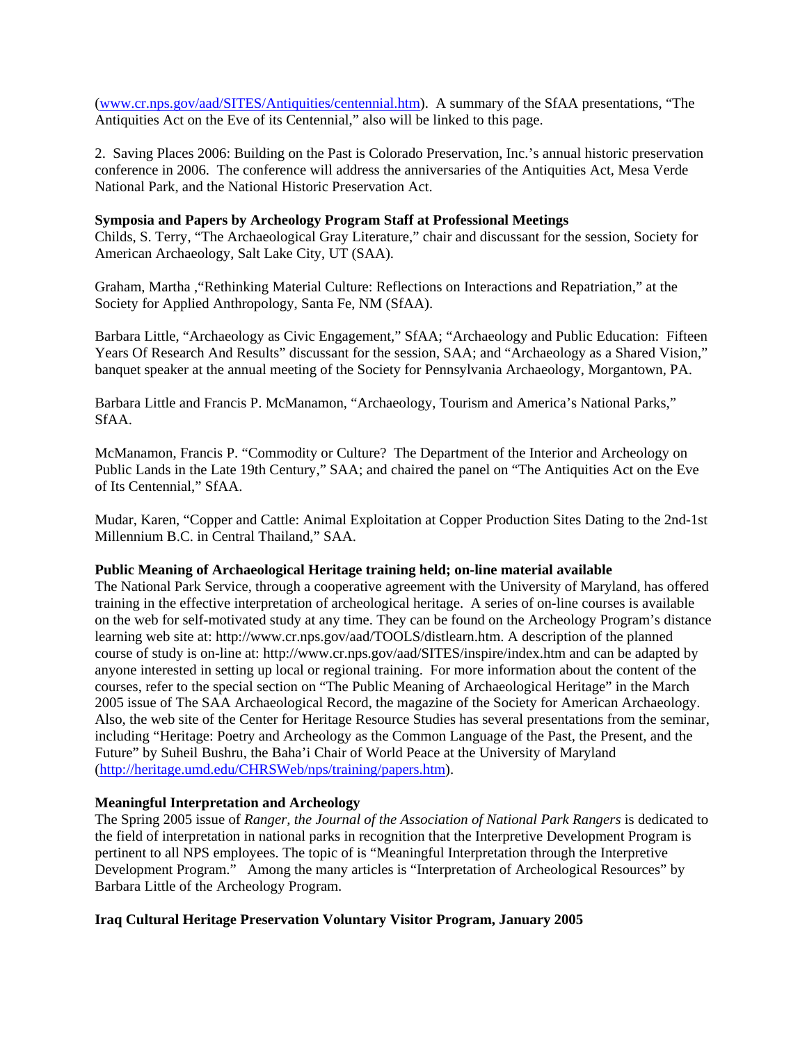([www.cr.nps.gov/aad/SITES/Antiquities/centennial.htm](www.cr.nps.gov/aad/SITES/Antiquities/centennial.htm)). A summary of the SfAA presentations, "The Antiquities Act on the Eve of its Centennial," also will be linked to this page.

2. Saving Places 2006: Building on the Past is Colorado Preservation, Inc.'s annual historic preservation conference in 2006. The conference will address the anniversaries of the Antiquities Act, Mesa Verde National Park, and the National Historic Preservation Act.

**Symposia and Papers by Archeology Program Staff at Professional Meetings**

Childs, S. Terry, "The Archaeological Gray Literature," chair and discussant for the session, Society for American Archaeology, Salt Lake City, UT (SAA).

Graham, Martha ,"Rethinking Material Culture: Reflections on Interactions and Repatriation," at the Society for Applied Anthropology, Santa Fe, NM (SfAA).

Barbara Little, "Archaeology as Civic Engagement," SfAA; "Archaeology and Public Education: Fifteen Years Of Research And Results" discussant for the session, SAA; and "Archaeology as a Shared Vision," banquet speaker at the annual meeting of the Society for Pennsylvania Archaeology, Morgantown, PA.

Barbara Little and Francis P. McManamon, "Archaeology, Tourism and America's National Parks," SfAA.

McManamon, Francis P. "Commodity or Culture? The Department of the Interior and Archeology on Public Lands in the Late 19th Century," SAA; and chaired the panel on "The Antiquities Act on the Eve of Its Centennial," SfAA.

Mudar, Karen, "Copper and Cattle: Animal Exploitation at Copper Production Sites Dating to the 2nd-1st Millennium B.C. in Central Thailand," SAA.

**Public Meaning of Archaeological Heritage training held; on-line material available**

The National Park Service, through a cooperative agreement with the University of Maryland, has offered training in the effective interpretation of archeological heritage. A series of on-line courses is available on the web for self-motivated study at any time. They can be found on the Archeology Program's distance learning web site at: http://www.cr.nps.gov/aad/TOOLS/distlearn.htm. A description of the planned course of study is on-line at: http://www.cr.nps.gov/aad/SITES/inspire/index.htm and can be adapted by anyone interested in setting up local or regional training. For more information about the content of the courses, refer to the special section on "The Public Meaning of Archaeological Heritage" in the March 2005 issue of The SAA Archaeological Record, the magazine of the Society for American Archaeology. Also, the web site of the Center for Heritage Resource Studies has several presentations from the seminar, including "Heritage: Poetry and Archeology as the Common Language of the Past, the Present, and the Future" by Suheil Bushru, the Baha'i Chair of World Peace at the University of Maryland ([http://heritage.umd.edu/CHRSWeb/nps/training/papers.htm](http://heritage.umd.edu/CHRSWeb/nps/training/papers.htm)).

**Meaningful Interpretation and Archeology**

The Spring 2005 issue of *Ranger, the Journal of the Association of National Park Rangers* is dedicated to the field of interpretation in national parks in recognition that the Interpretive Development Program is pertinent to all NPS employees. The topic of is "Meaningful Interpretation through the Interpretive Development Program." Among the many articles is "Interpretation of Archeological Resources" by Barbara Little of the Archeology Program.

**Iraq Cultural Heritage Preservation Voluntary Visitor Program, January 2005**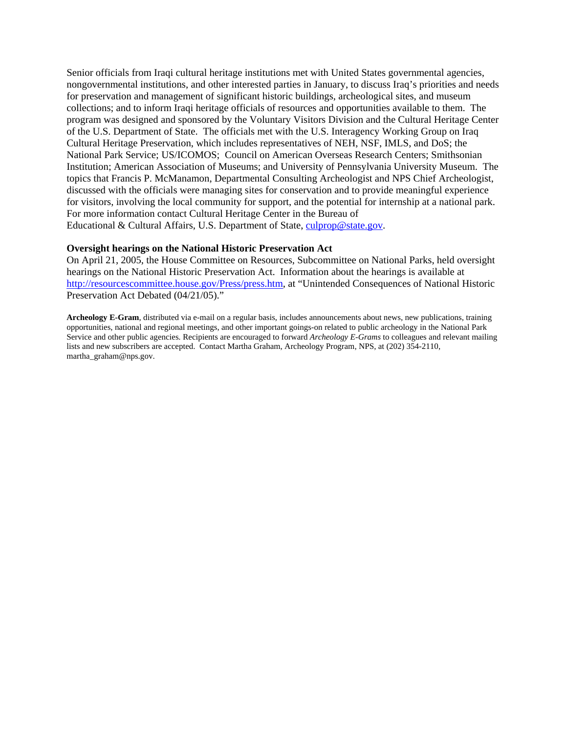Senior officials from Iraqi cultural heritage institutions met with United States governmental agencies, nongovernmental institutions, and other interested parties in January, to discuss Iraq's priorities and needs for preservation and management of significant historic buildings, archeological sites, and museum collections; and to inform Iraqi heritage officials of resources and opportunities available to them. The program was designed and sponsored by the Voluntary Visitors Division and the Cultural Heritage Center of the U.S. Department of State. The officials met with the U.S. Interagency Working Group on Iraq Cultural Heritage Preservation, which includes representatives of NEH, NSF, IMLS, and DoS; the National Park Service; US/ICOMOS; Council on American Overseas Research Centers; Smithsonian Institution; American Association of Museums; and University of Pennsylvania University Museum. The topics that Francis P. McManamon, Departmental Consulting Archeologist and NPS Chief Archeologist, discussed with the officials were managing sites for conservation and to provide meaningful experience for visitors, involving the local community for support, and the potential for internship at a national park. For more information contact Cultural Heritage Center in the Bureau of Educational & Cultural Affairs, U.S. Department of State, culprop@state.gov.

**Oversight hearings on the National Historic Preservation Act**

On April 21, 2005, the House Committee on Resources, Subcommittee on National Parks, held oversight hearings on the National Historic Preservation Act. Information about the hearings is available at http://resourcescommittee.house.gov/Press/press.htm, at "Unintended Consequences of National Historic Preservation Act Debated (04/21/05)."

**Archeology E-Gram**, distributed via e-mail on a regular basis, includes announcements about news, new publications, training opportunities, national and regional meetings, and other important goings-on related to public archeology in the National Park Service and other public agencies. Recipients are encouraged to forward *Archeology E-Grams* to colleagues and relevant mailing lists and new subscribers are accepted. Contact Martha Graham, Archeology Program, NPS, at (202) 354-2110, martha_graham@nps.gov.